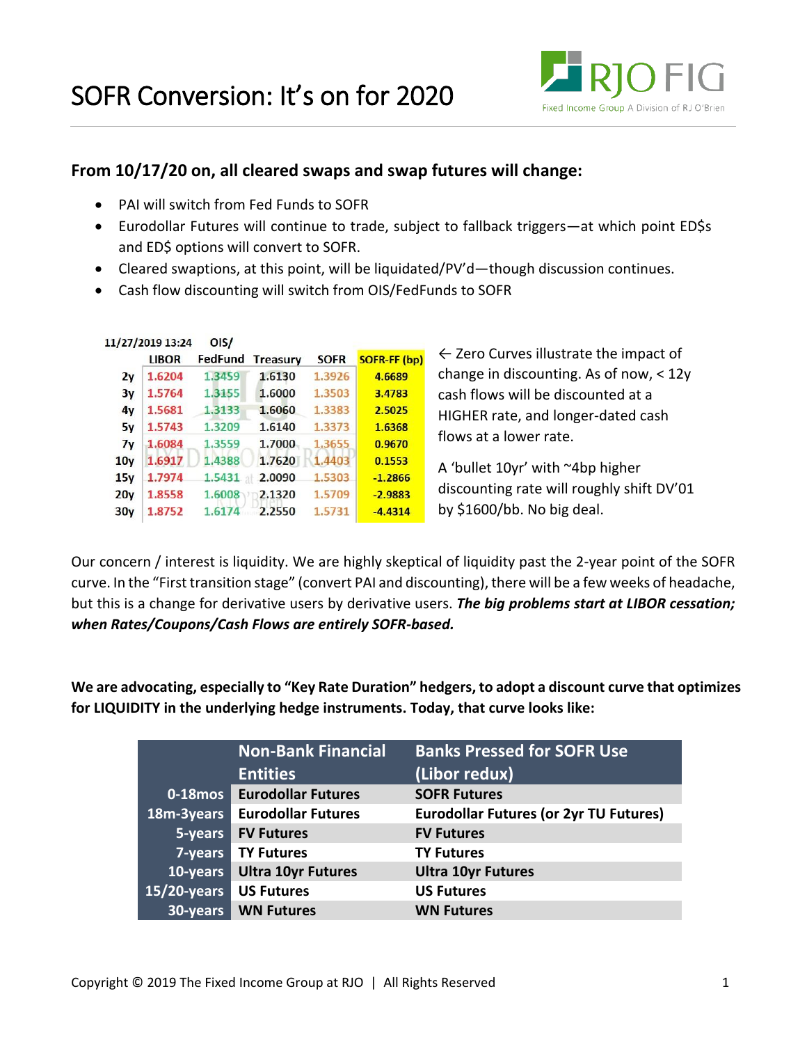# SOFR Conversion: It's on for 2020

RJO FIG — Fixed Income Group A Division of RJ O'Brien

### From 10/17/20 on, all cleared swaps and swap futures will change:

- PAI will switch from Fed Funds to SOFR
- Eurodollar Futures will continue to trade, subject to fallback triggers—at which point ED$s and ED$ options will convert to SOFR.
- Cleared swaptions, at this point, will be liquidated/PV'd—though discussion continues.
- Cash flow discounting will switch from OIS/FedFunds to SOFR

| 11/27/2019 13:24 | LIBOR | OIS/ FedFund | Treasury | SOFR | SOFR-FF (bp) |
|---|---|---|---|---|---|
| 2y | 1.6204 | 1.3459 | 1.6130 | 1.3926 | 4.6689 |
| 3y | 1.5764 | 1.3155 | 1.6000 | 1.3503 | 3.4783 |
| 4y | 1.5681 | 1.3133 | 1.6060 | 1.3383 | 2.5025 |
| 5y | 1.5743 | 1.3209 | 1.6140 | 1.3373 | 1.6368 |
| 7y | 1.6084 | 1.3559 | 1.7000 | 1.3655 | 0.9670 |
| 10y | 1.6917 | 1.4388 | 1.7620 | 1.4403 | 0.1553 |
| 15y | 1.7974 | 1.5431 | 2.0090 | 1.5303 | -1.2866 |
| 20y | 1.8558 | 1.6008 | 2.1320 | 1.5709 | -2.9883 |
| 30y | 1.8752 | 1.6174 | 2.2550 | 1.5731 | -4.4314 |

← Zero Curves illustrate the impact of change in discounting. As of now, < 12y cash flows will be discounted at a HIGHER rate, and longer-dated cash flows at a lower rate.

A 'bullet 10yr' with ~4bp higher discounting rate will roughly shift DV'01 by $1600/bb. No big deal.

Our concern / interest is liquidity. We are highly skeptical of liquidity past the 2-year point of the SOFR curve. In the "First transition stage" (convert PAI and discounting), there will be a few weeks of headache, but this is a change for derivative users by derivative users. ***The big problems start at LIBOR cessation; when Rates/Coupons/Cash Flows are entirely SOFR-based.***

**We are advocating, especially to "Key Rate Duration" hedgers, to adopt a discount curve that optimizes for LIQUIDITY in the underlying hedge instruments. Today, that curve looks like:**

| | Non-Bank Financial Entities | Banks Pressed for SOFR Use (Libor redux) |
|---|---|---|
| 0-18mos | Eurodollar Futures | SOFR Futures |
| 18m-3years | Eurodollar Futures | Eurodollar Futures (or 2yr TU Futures) |
| 5-years | FV Futures | FV Futures |
| 7-years | TY Futures | TY Futures |
| 10-years | Ultra 10yr Futures | Ultra 10yr Futures |
| 15/20-years | US Futures | US Futures |
| 30-years | WN Futures | WN Futures |

Copyright © 2019 The Fixed Income Group at RJO | All Rights Reserved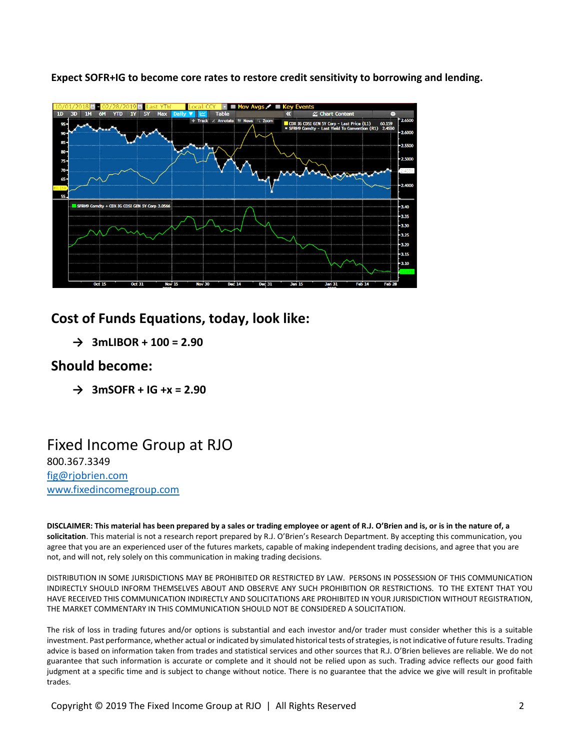**Expect SOFR+IG to become core rates to restore credit sensitivity to borrowing and lending.**

10/01/2018 - 02/28/2019 Last YTW Local CCY Mov Avgs Key Events
1D 3D 1M 6M YTD 1Y 5Y Max Daily Table Chart Content
Track Annotate News Zoom
CDX IG CDSI GEN 5Y Corp - Last Price (L1) 60.159
SFRH9 Comdty - Last Yield To Convention (R1) 2.4550
SFRH9 Comdty + CDX IG CDSI GEN 5Y Corp 3.0566
Oct 15 Oct 31 Nov 15 Nov 30 Dec 14 Dec 31 Jan 15 Jan 31 Feb 14 Feb 28

## Cost of Funds Equations, today, look like:

→ **3mLIBOR + 100 = 2.90**

## Should become:

→ **3mSOFR + IG +x = 2.90**

# Fixed Income Group at RJO

800.367.3349
fig@rjobrien.com
www.fixedincomegroup.com

**DISCLAIMER: This material has been prepared by a sales or trading employee or agent of R.J. O'Brien and is, or is in the nature of, a solicitation**. This material is not a research report prepared by R.J. O'Brien's Research Department. By accepting this communication, you agree that you are an experienced user of the futures markets, capable of making independent trading decisions, and agree that you are not, and will not, rely solely on this communication in making trading decisions.

DISTRIBUTION IN SOME JURISDICTIONS MAY BE PROHIBITED OR RESTRICTED BY LAW. PERSONS IN POSSESSION OF THIS COMMUNICATION INDIRECTLY SHOULD INFORM THEMSELVES ABOUT AND OBSERVE ANY SUCH PROHIBITION OR RESTRICTIONS. TO THE EXTENT THAT YOU HAVE RECEIVED THIS COMMUNICATION INDIRECTLY AND SOLICITATIONS ARE PROHIBITED IN YOUR JURISDICTION WITHOUT REGISTRATION, THE MARKET COMMENTARY IN THIS COMMUNICATION SHOULD NOT BE CONSIDERED A SOLICITATION.

The risk of loss in trading futures and/or options is substantial and each investor and/or trader must consider whether this is a suitable investment. Past performance, whether actual or indicated by simulated historical tests of strategies, is not indicative of future results. Trading advice is based on information taken from trades and statistical services and other sources that R.J. O'Brien believes are reliable. We do not guarantee that such information is accurate or complete and it should not be relied upon as such. Trading advice reflects our good faith judgment at a specific time and is subject to change without notice. There is no guarantee that the advice we give will result in profitable trades.

Copyright © 2019 The Fixed Income Group at RJO | All Rights Reserved